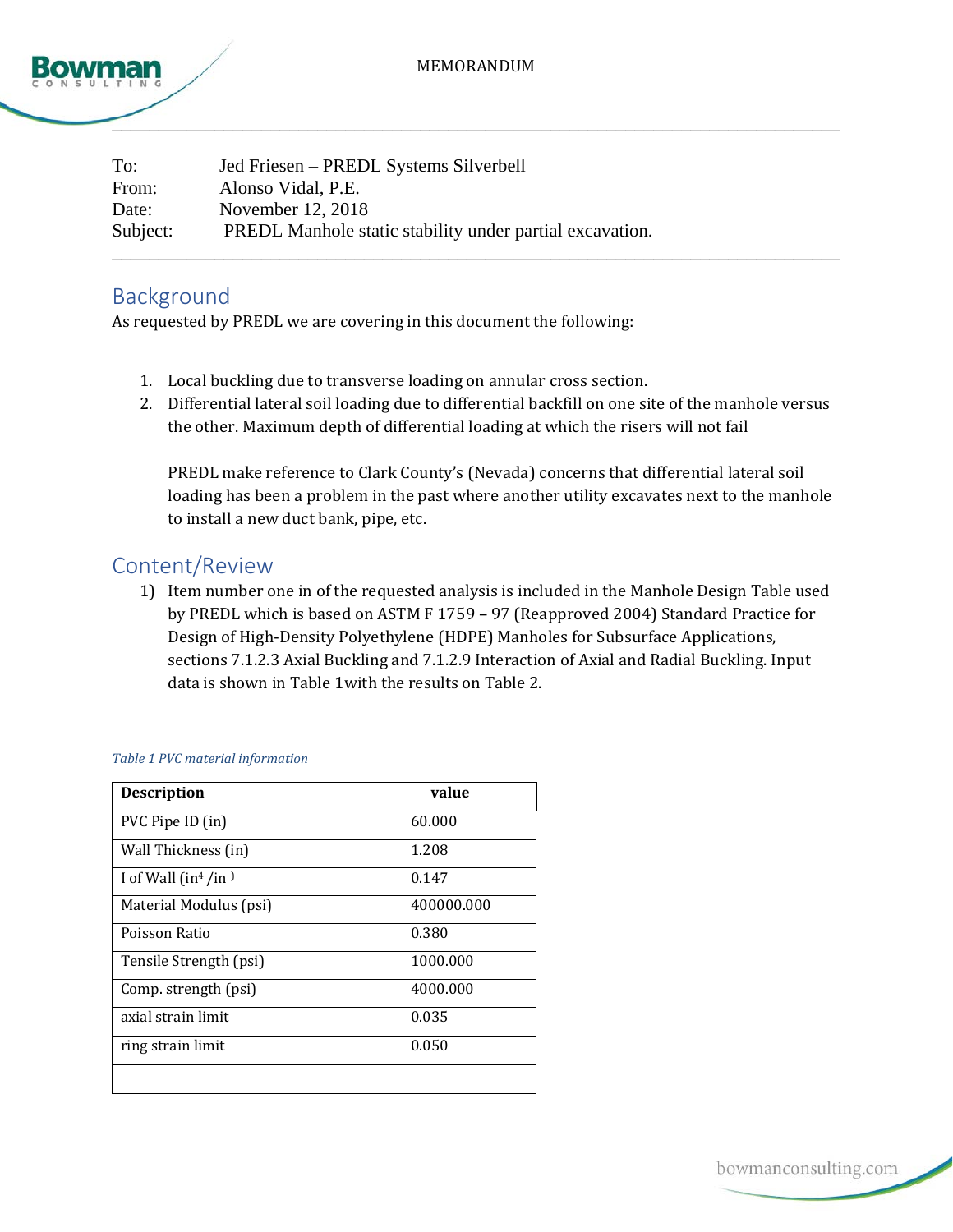MEMORANDUM

---

| | |
|---|---|
| To: | Jed Friesen – PREDL Systems Silverbell |
| From: | Alonso Vidal, P.E. |
| Date: | November 12, 2018 |
| Subject: | PREDL Manhole static stability under partial excavation. |

---

## Background

As requested by PREDL we are covering in this document the following:

1. Local buckling due to transverse loading on annular cross section.
2. Differential lateral soil loading due to differential backfill on one site of the manhole versus the other. Maximum depth of differential loading at which the risers will not fail

   PREDL make reference to Clark County's (Nevada) concerns that differential lateral soil loading has been a problem in the past where another utility excavates next to the manhole to install a new duct bank, pipe, etc.

## Content/Review

1) Item number one in of the requested analysis is included in the Manhole Design Table used by PREDL which is based on ASTM F 1759 – 97 (Reapproved 2004) Standard Practice for Design of High-Density Polyethylene (HDPE) Manholes for Subsurface Applications, sections 7.1.2.3 Axial Buckling and 7.1.2.9 Interaction of Axial and Radial Buckling. Input data is shown in Table 1with the results on Table 2.

*Table 1 PVC material information*

| Description | value |
|---|---|
| PVC Pipe ID (in) | 60.000 |
| Wall Thickness (in) | 1.208 |
| I of Wall ($in^4$ /in ) | 0.147 |
| Material Modulus (psi) | 400000.000 |
| Poisson Ratio | 0.380 |
| Tensile Strength (psi) | 1000.000 |
| Comp. strength (psi) | 4000.000 |
| axial strain limit | 0.035 |
| ring strain limit | 0.050 |
| | |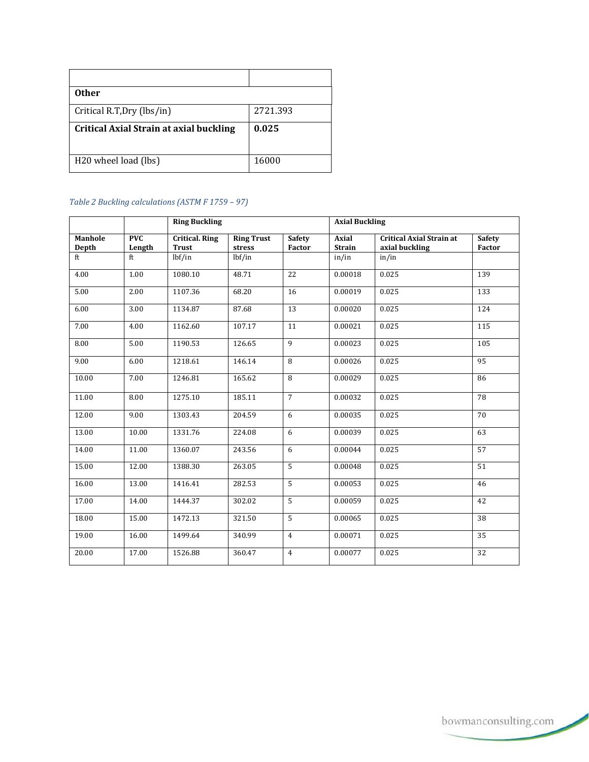| | |
|---|---|
| **Other** | |
| Critical R.T,Dry (lbs/in) | 2721.393 |
| **Critical Axial Strain at axial buckling** | **0.025** |
| H20 wheel load (lbs) | 16000 |

*Table 2 Buckling calculations (ASTM F 1759 – 97)*

| | | **Ring Buckling** | | | **Axial Buckling** | | |
|---|---|---|---|---|---|---|---|
| **Manhole Depth** | **PVC Length** | **Critical. Ring Trust** | **Ring Trust stress** | **Safety Factor** | **Axial Strain** | **Critical Axial Strain at axial buckling** | **Safety Factor** |
| ft | ft | lbf/in | lbf/in | | in/in | in/in | |
| 4.00 | 1.00 | 1080.10 | 48.71 | 22 | 0.00018 | 0.025 | 139 |
| 5.00 | 2.00 | 1107.36 | 68.20 | 16 | 0.00019 | 0.025 | 133 |
| 6.00 | 3.00 | 1134.87 | 87.68 | 13 | 0.00020 | 0.025 | 124 |
| 7.00 | 4.00 | 1162.60 | 107.17 | 11 | 0.00021 | 0.025 | 115 |
| 8.00 | 5.00 | 1190.53 | 126.65 | 9 | 0.00023 | 0.025 | 105 |
| 9.00 | 6.00 | 1218.61 | 146.14 | 8 | 0.00026 | 0.025 | 95 |
| 10.00 | 7.00 | 1246.81 | 165.62 | 8 | 0.00029 | 0.025 | 86 |
| 11.00 | 8.00 | 1275.10 | 185.11 | 7 | 0.00032 | 0.025 | 78 |
| 12.00 | 9.00 | 1303.43 | 204.59 | 6 | 0.00035 | 0.025 | 70 |
| 13.00 | 10.00 | 1331.76 | 224.08 | 6 | 0.00039 | 0.025 | 63 |
| 14.00 | 11.00 | 1360.07 | 243.56 | 6 | 0.00044 | 0.025 | 57 |
| 15.00 | 12.00 | 1388.30 | 263.05 | 5 | 0.00048 | 0.025 | 51 |
| 16.00 | 13.00 | 1416.41 | 282.53 | 5 | 0.00053 | 0.025 | 46 |
| 17.00 | 14.00 | 1444.37 | 302.02 | 5 | 0.00059 | 0.025 | 42 |
| 18.00 | 15.00 | 1472.13 | 321.50 | 5 | 0.00065 | 0.025 | 38 |
| 19.00 | 16.00 | 1499.64 | 340.99 | 4 | 0.00071 | 0.025 | 35 |
| 20.00 | 17.00 | 1526.88 | 360.47 | 4 | 0.00077 | 0.025 | 32 |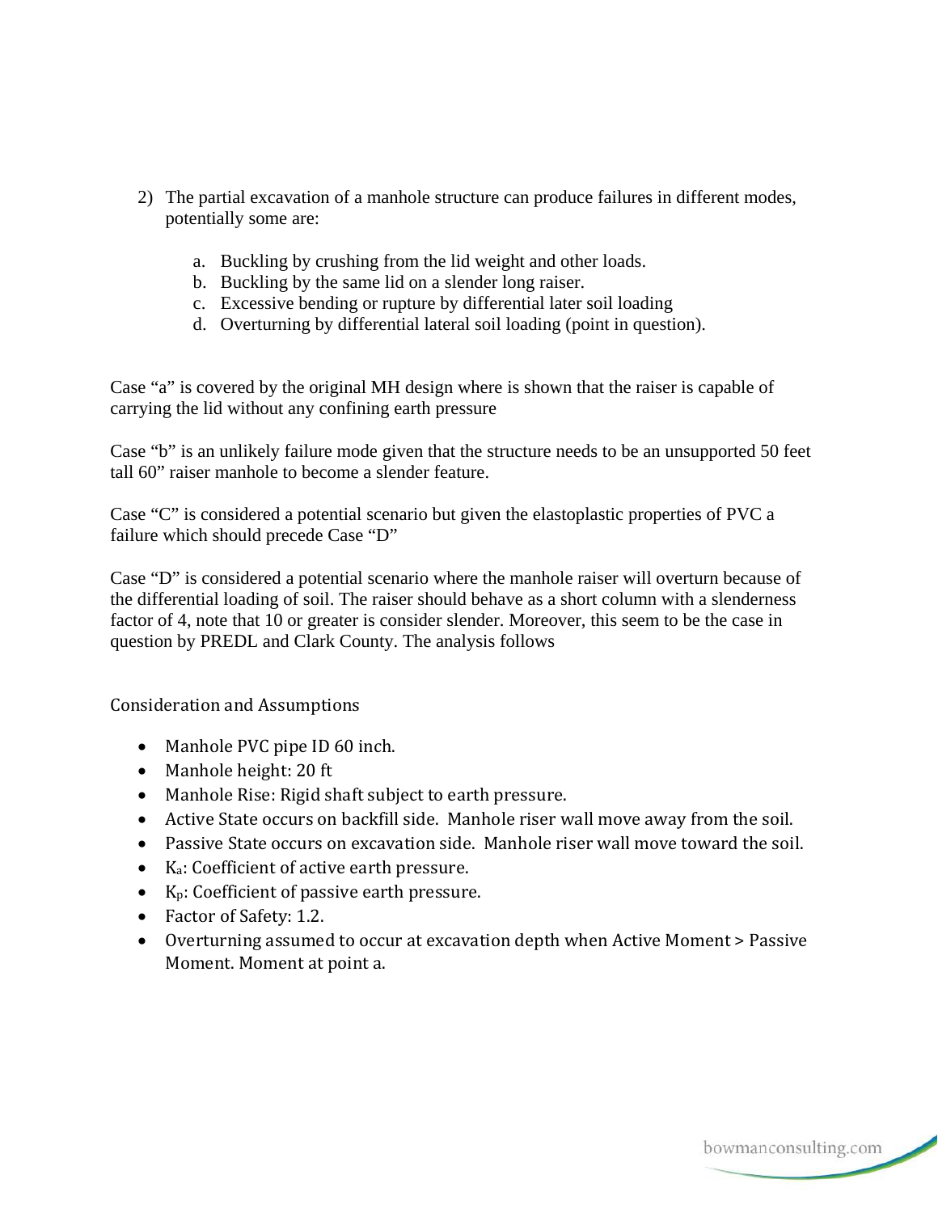2) The partial excavation of a manhole structure can produce failures in different modes, potentially some are:

   a. Buckling by crushing from the lid weight and other loads.
   b. Buckling by the same lid on a slender long raiser.
   c. Excessive bending or rupture by differential later soil loading
   d. Overturning by differential lateral soil loading (point in question).

Case “a” is covered by the original MH design where is shown that the raiser is capable of carrying the lid without any confining earth pressure

Case “b” is an unlikely failure mode given that the structure needs to be an unsupported 50 feet tall 60” raiser manhole to become a slender feature.

Case “C” is considered a potential scenario but given the elastoplastic properties of PVC a failure which should precede Case “D”

Case “D” is considered a potential scenario where the manhole raiser will overturn because of the differential loading of soil. The raiser should behave as a short column with a slenderness factor of 4, note that 10 or greater is consider slender. Moreover, this seem to be the case in question by PREDL and Clark County. The analysis follows

Consideration and Assumptions

- Manhole PVC pipe ID 60 inch.
- Manhole height: 20 ft
- Manhole Rise: Rigid shaft subject to earth pressure.
- Active State occurs on backfill side. Manhole riser wall move away from the soil.
- Passive State occurs on excavation side. Manhole riser wall move toward the soil.
- $K_a$: Coefficient of active earth pressure.
- $K_p$: Coefficient of passive earth pressure.
- Factor of Safety: 1.2.
- Overturning assumed to occur at excavation depth when Active Moment > Passive Moment. Moment at point a.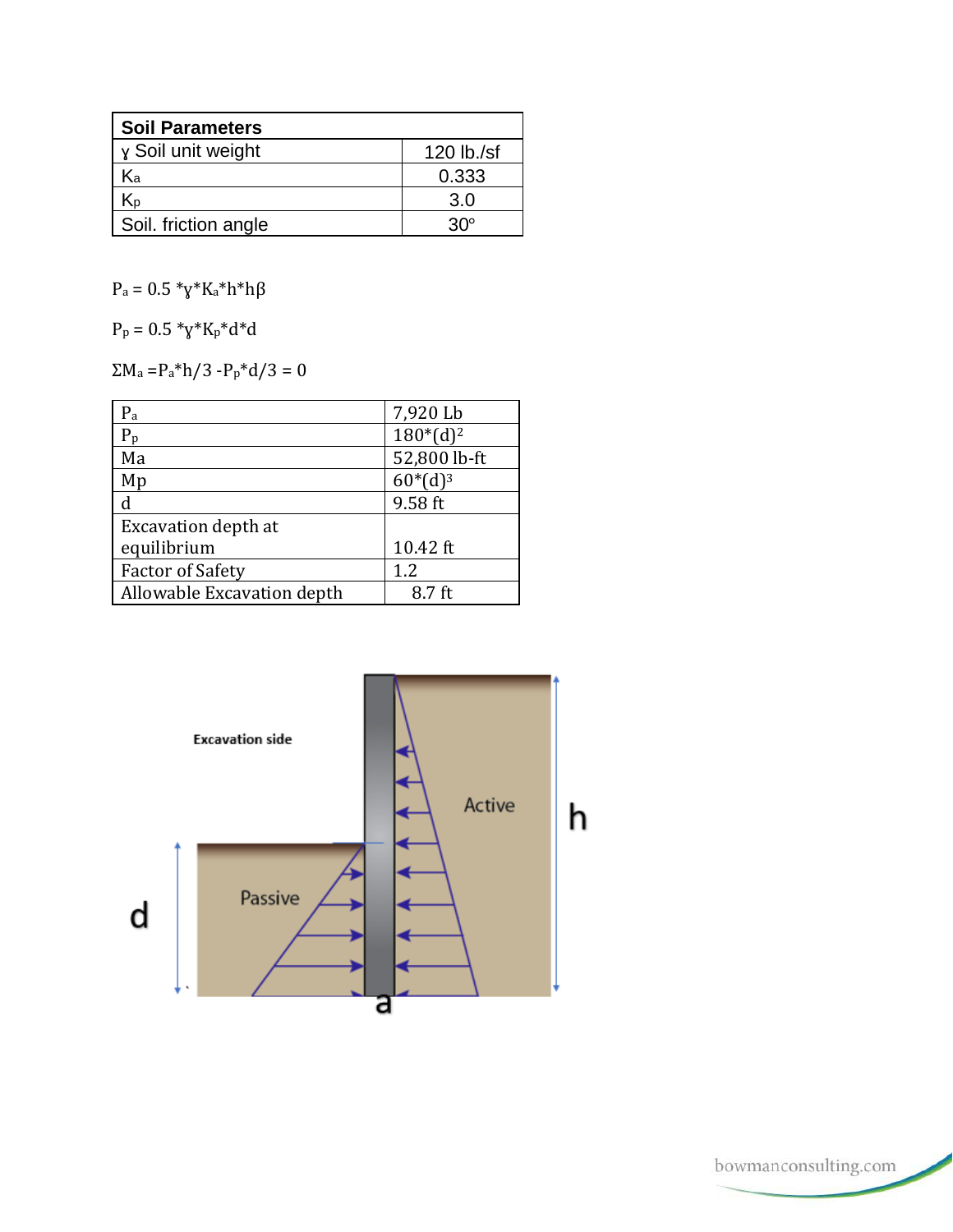| Soil Parameters | |
|---|---|
| ɣ Soil unit weight | 120 lb./sf |
| $K_a$ | 0.333 |
| $K_p$ | 3.0 |
| Soil. friction angle | 30° |

$P_a = 0.5 * \gamma * K_a * h * h\beta$

$P_p = 0.5 * \gamma * K_p * d * d$

$\Sigma M_a = P_a * h/3 - P_p * d/3 = 0$

| | |
|---|---|
| $P_a$ | 7,920 Lb |
| $P_p$ | $180*(d)^2$ |
| Ma | 52,800 lb-ft |
| Mp | $60*(d)^3$ |
| d | 9.58 ft |
| Excavation depth at equilibrium | 10.42 ft |
| Factor of Safety | 1.2 |
| Allowable Excavation depth | 8.7 ft |

Excavation side

Active

Passive

h

d

a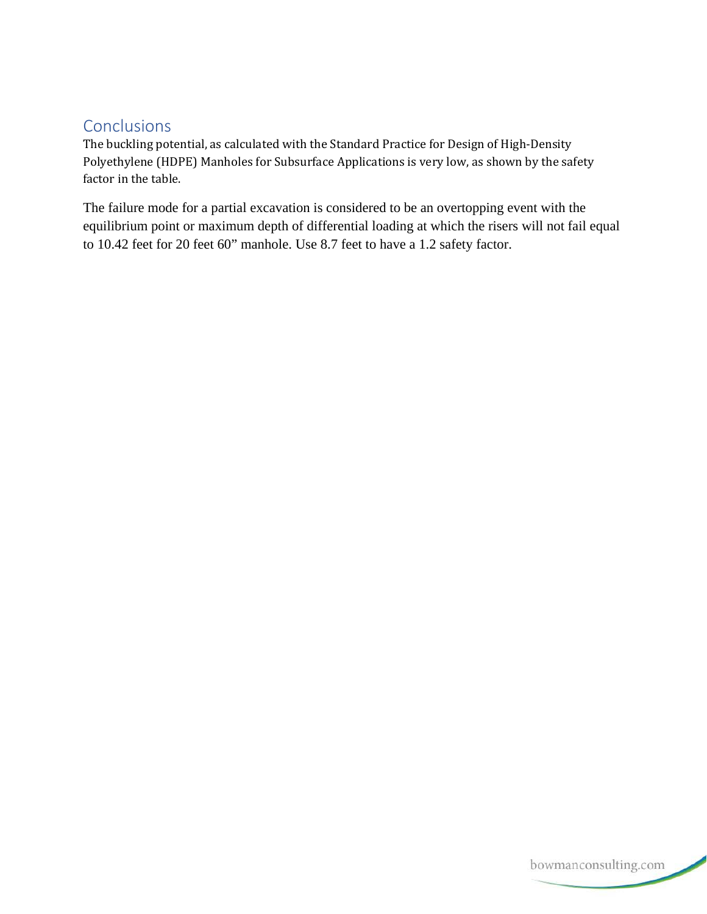## Conclusions

The buckling potential, as calculated with the Standard Practice for Design of High-Density Polyethylene (HDPE) Manholes for Subsurface Applications is very low, as shown by the safety factor in the table.

The failure mode for a partial excavation is considered to be an overtopping event with the equilibrium point or maximum depth of differential loading at which the risers will not fail equal to 10.42 feet for 20 feet 60" manhole. Use 8.7 feet to have a 1.2 safety factor.